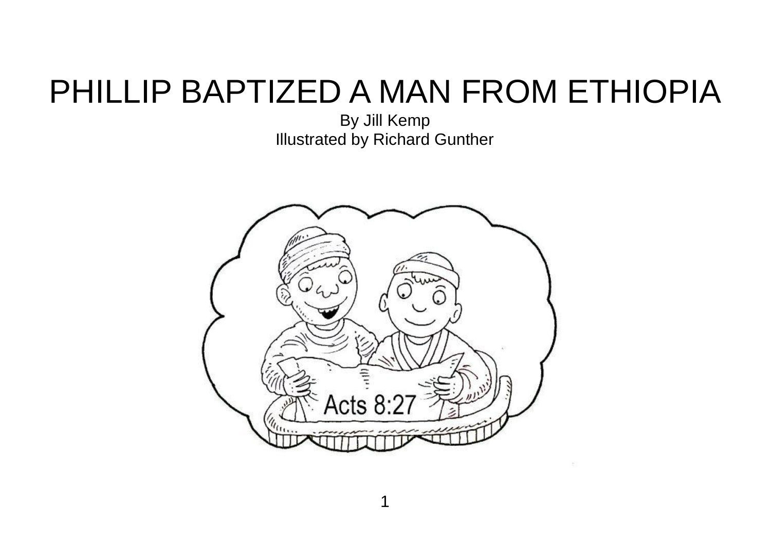# PHILLIP BAPTIZED A MAN FROM ETHIOPIA

By Jill Kemp

Illustrated by Richard Gunther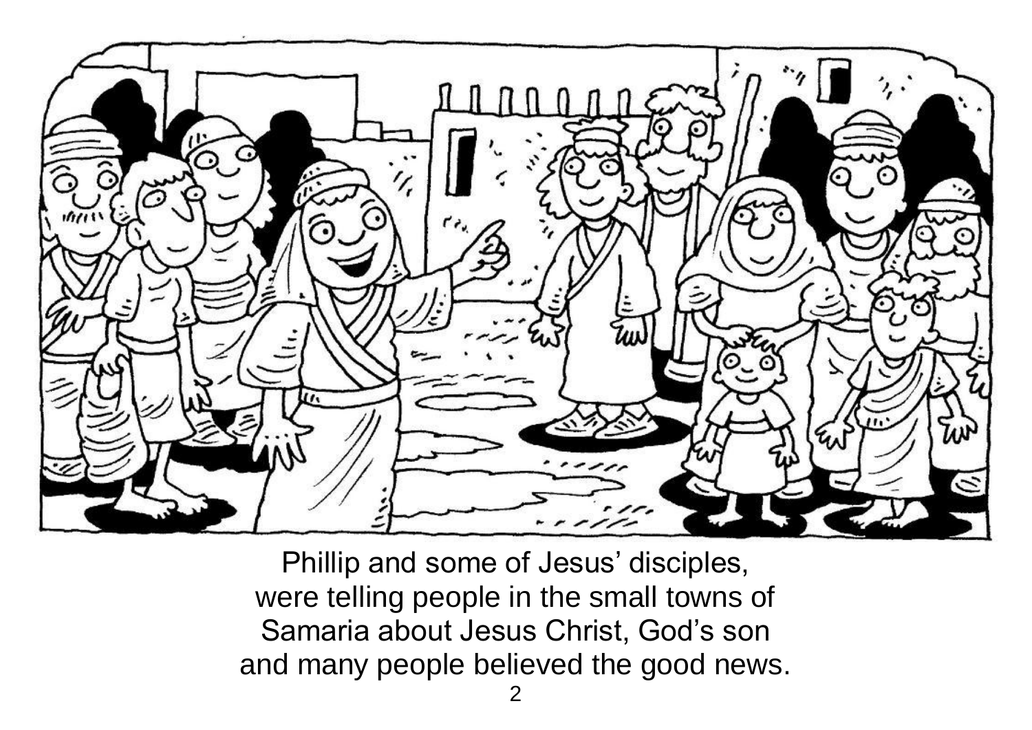Phillip and some of Jesus' disciples,
were telling people in the small towns of
Samaria about Jesus Christ, God's son
and many people believed the good news.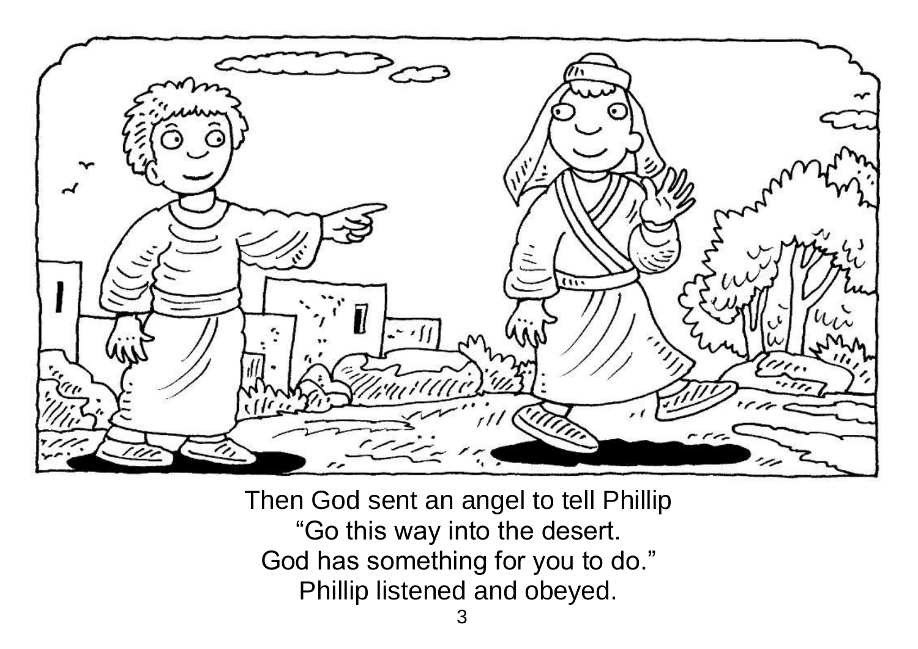Then God sent an angel to tell Phillip
"Go this way into the desert.
God has something for you to do."
Phillip listened and obeyed.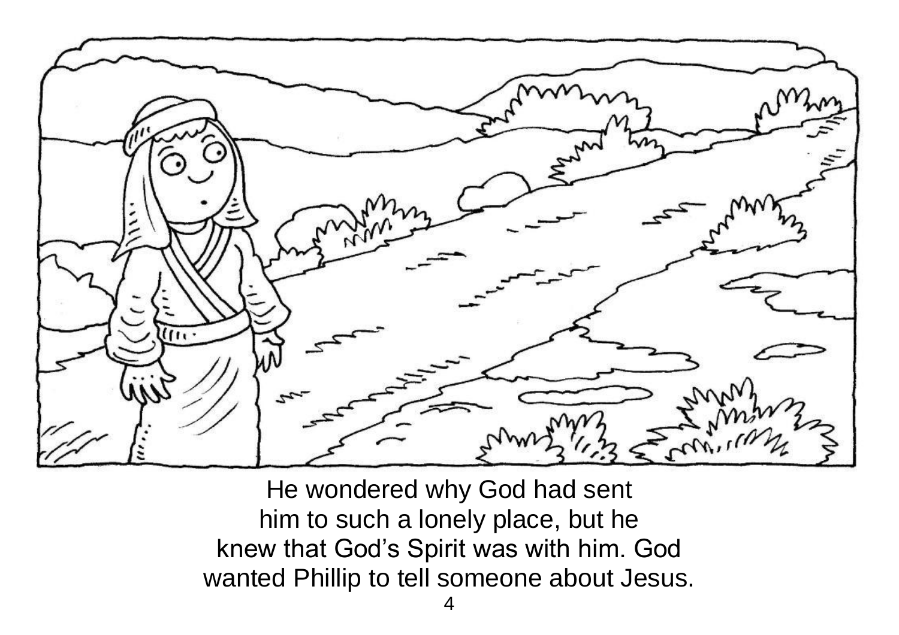He wondered why God had sent
him to such a lonely place, but he
knew that God's Spirit was with him. God
wanted Phillip to tell someone about Jesus.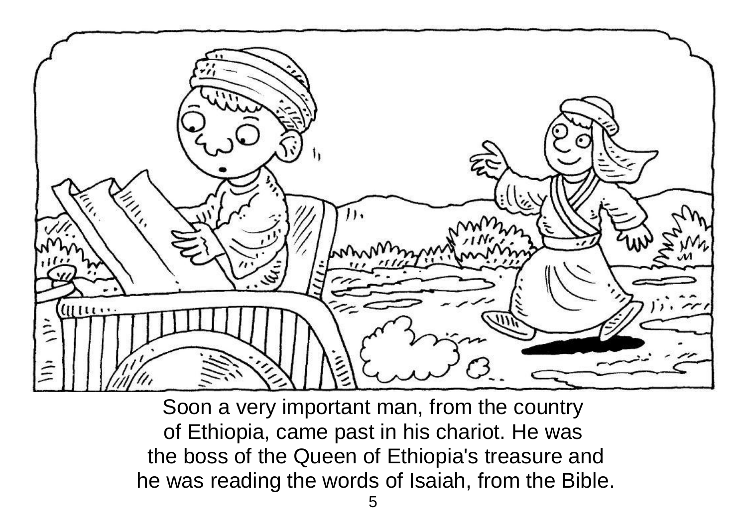Soon a very important man, from the country of Ethiopia, came past in his chariot. He was the boss of the Queen of Ethiopia's treasure and he was reading the words of Isaiah, from the Bible.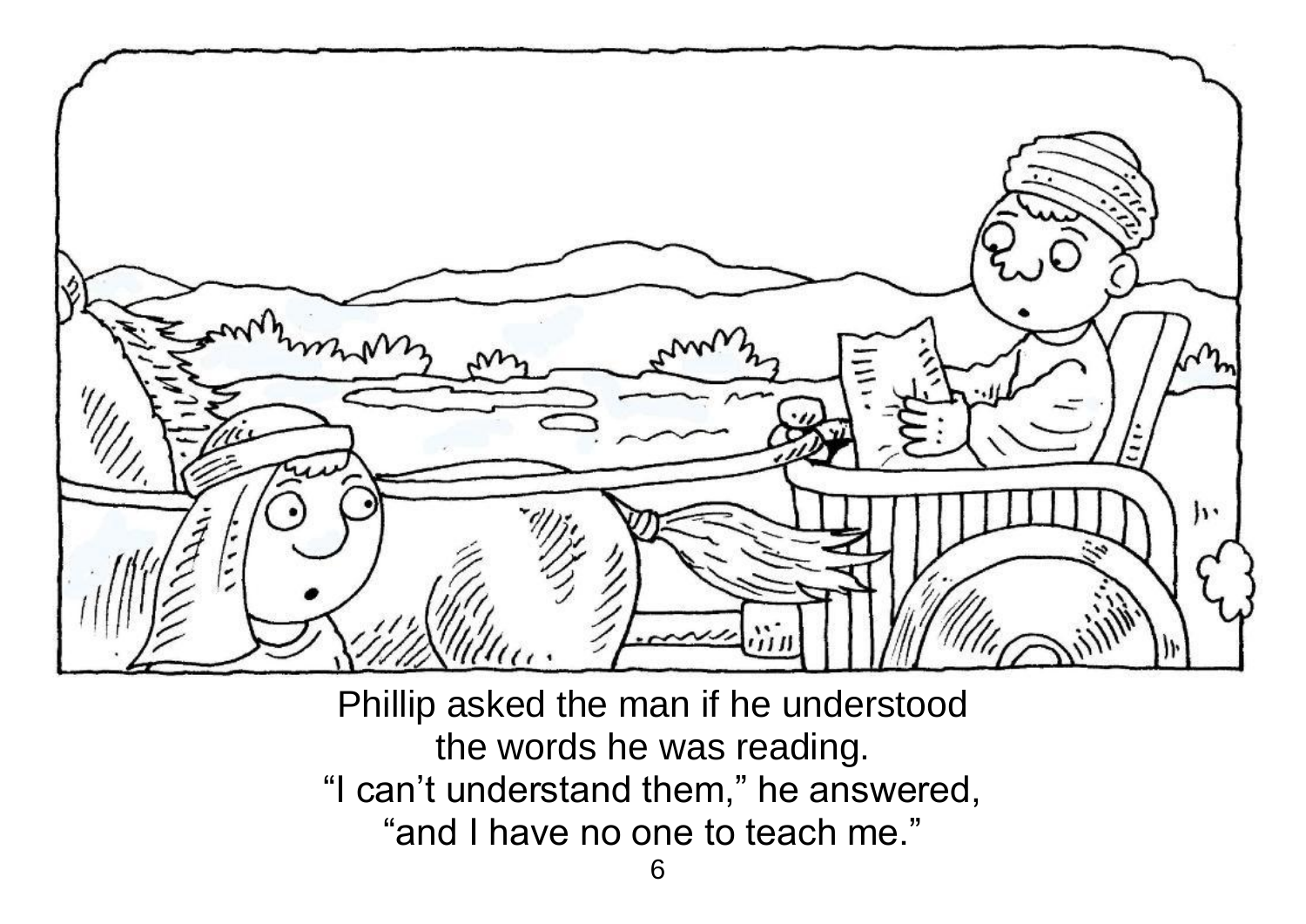Phillip asked the man if he understood
the words he was reading.
“I can’t understand them,” he answered,
“and I have no one to teach me.”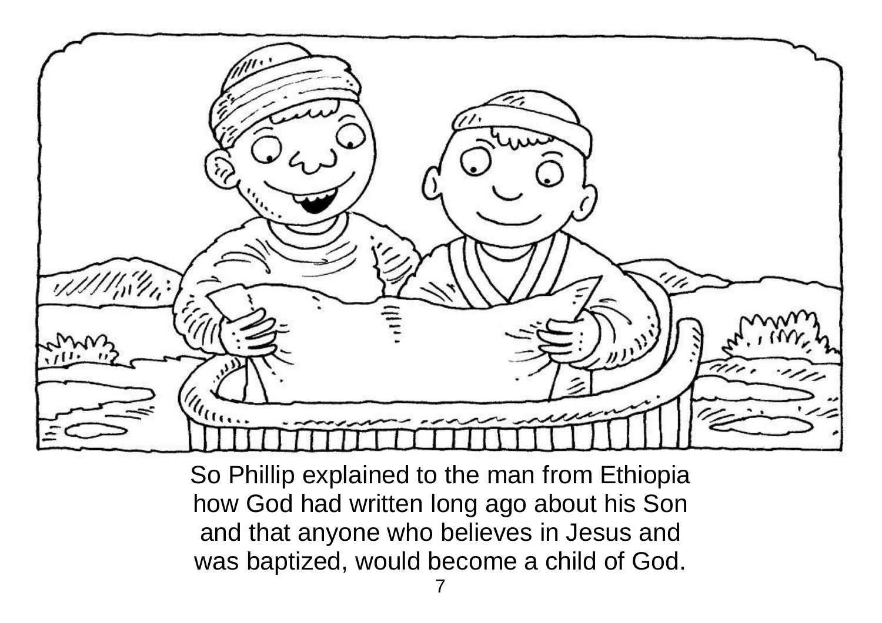So Phillip explained to the man from Ethiopia how God had written long ago about his Son and that anyone who believes in Jesus and was baptized, would become a child of God.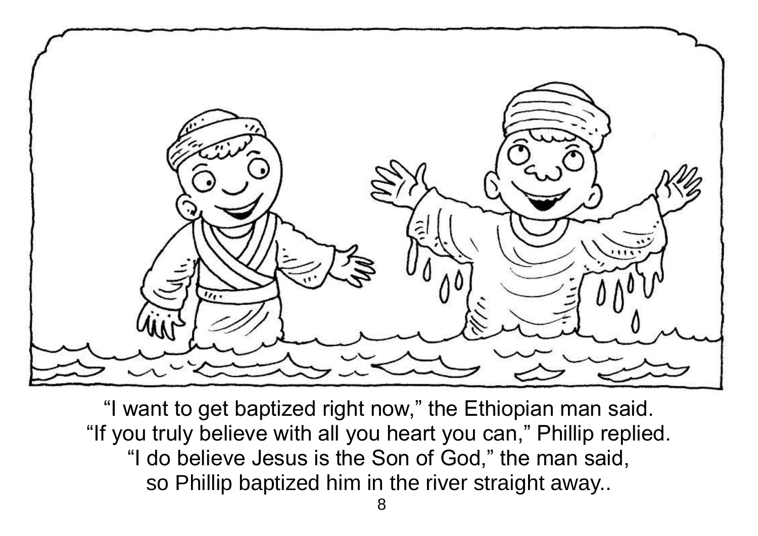"I want to get baptized right now," the Ethiopian man said.
"If you truly believe with all you heart you can," Phillip replied.
"I do believe Jesus is the Son of God," the man said,
so Phillip baptized him in the river straight away..